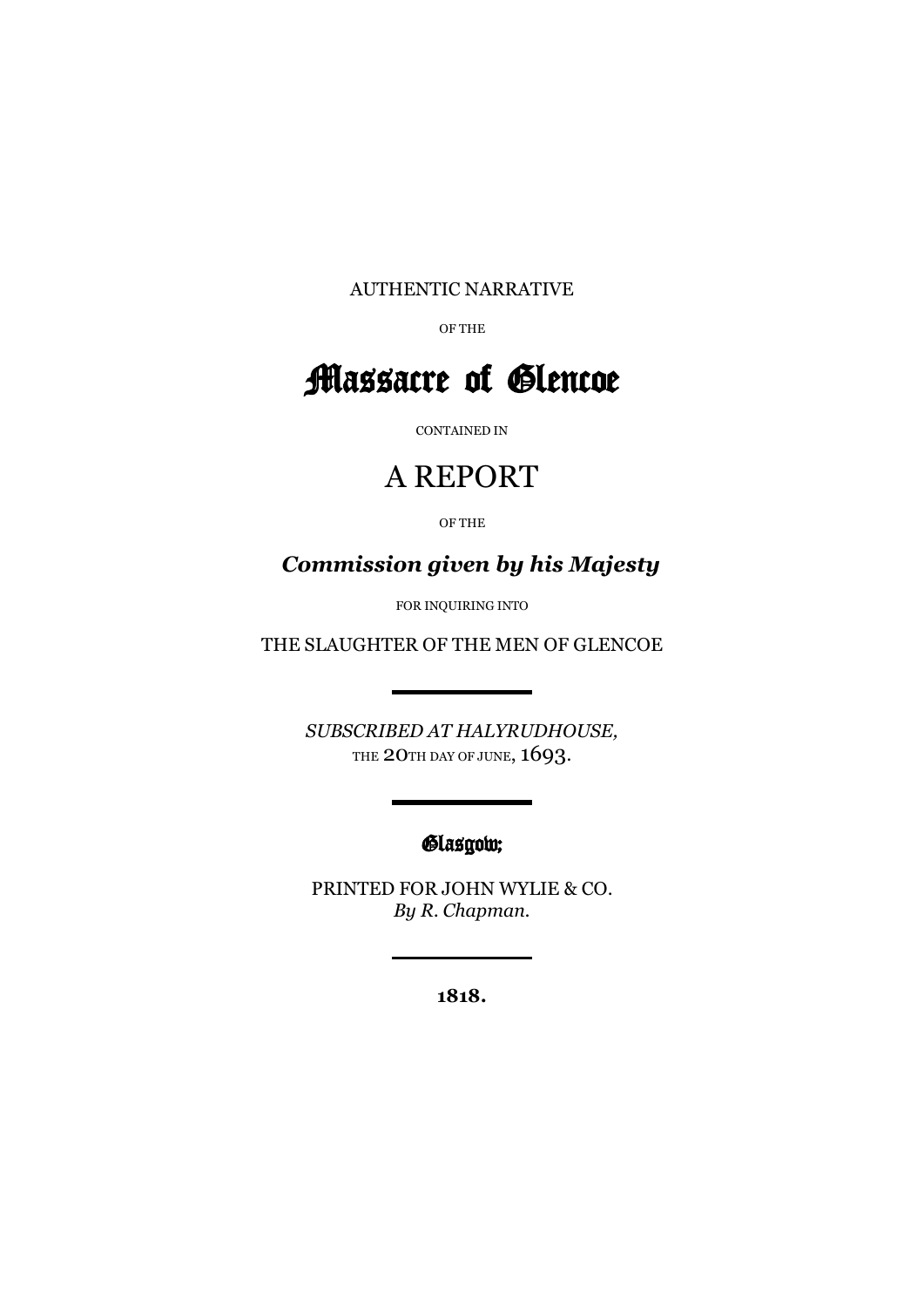AUTHENTIC NARRATIVE

OF THE

# Massacre of Glencoe

CONTAINED IN

## A REPORT

OF THE

***Commission given by his Majesty***

FOR INQUIRING INTO

THE SLAUGHTER OF THE MEN OF GLENCOE

---

*SUBSCRIBED AT HALYRUDHOUSE,*
THE 20TH DAY OF JUNE, 1693.

---

Glasgow;

PRINTED FOR JOHN WYLIE & CO.
*By R. Chapman.*

---

**1818.**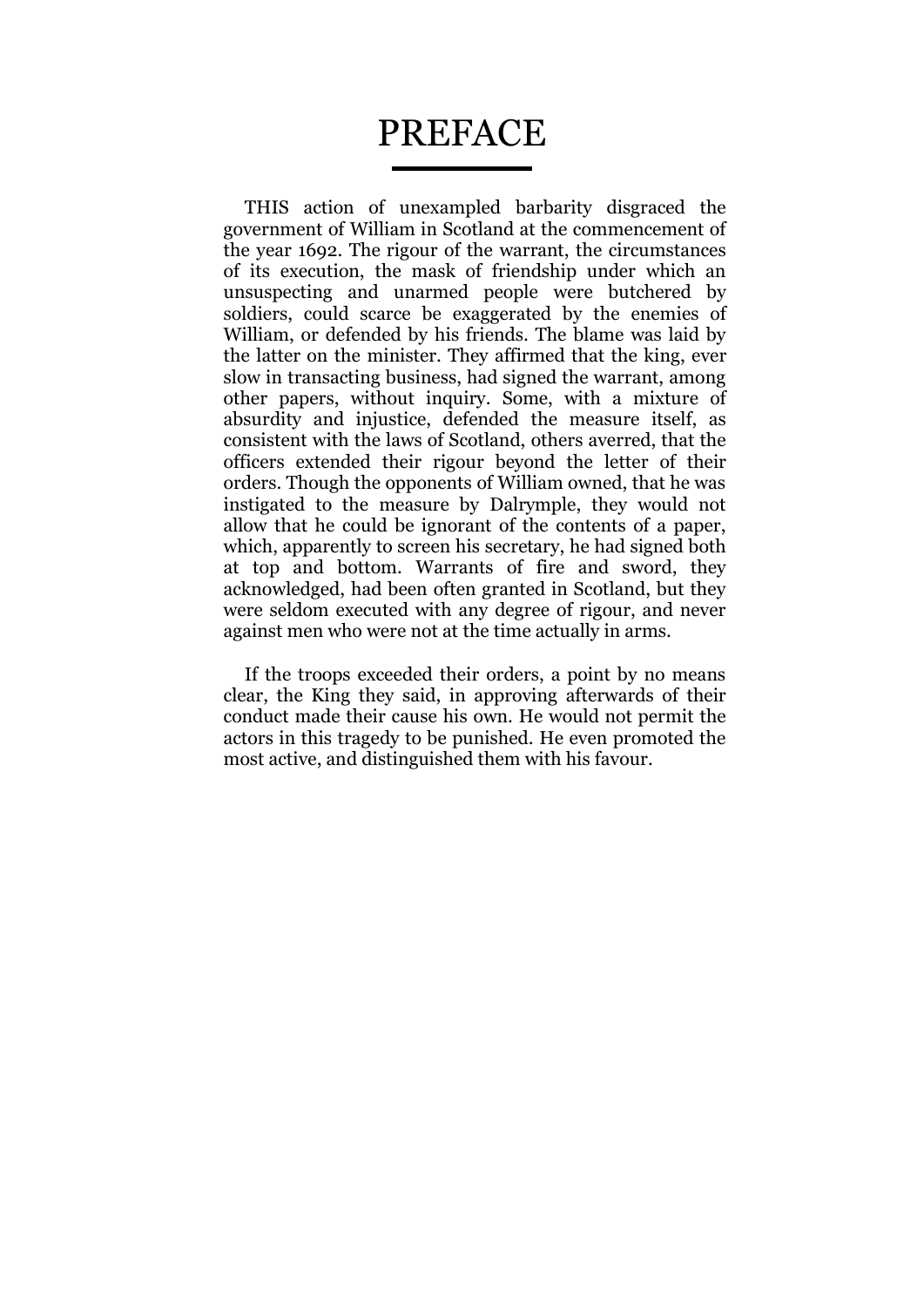# PREFACE

THIS action of unexampled barbarity disgraced the government of William in Scotland at the commencement of the year 1692. The rigour of the warrant, the circumstances of its execution, the mask of friendship under which an unsuspecting and unarmed people were butchered by soldiers, could scarce be exaggerated by the enemies of William, or defended by his friends. The blame was laid by the latter on the minister. They affirmed that the king, ever slow in transacting business, had signed the warrant, among other papers, without inquiry. Some, with a mixture of absurdity and injustice, defended the measure itself, as consistent with the laws of Scotland, others averred, that the officers extended their rigour beyond the letter of their orders. Though the opponents of William owned, that he was instigated to the measure by Dalrymple, they would not allow that he could be ignorant of the contents of a paper, which, apparently to screen his secretary, he had signed both at top and bottom. Warrants of fire and sword, they acknowledged, had been often granted in Scotland, but they were seldom executed with any degree of rigour, and never against men who were not at the time actually in arms.

If the troops exceeded their orders, a point by no means clear, the King they said, in approving afterwards of their conduct made their cause his own. He would not permit the actors in this tragedy to be punished. He even promoted the most active, and distinguished them with his favour.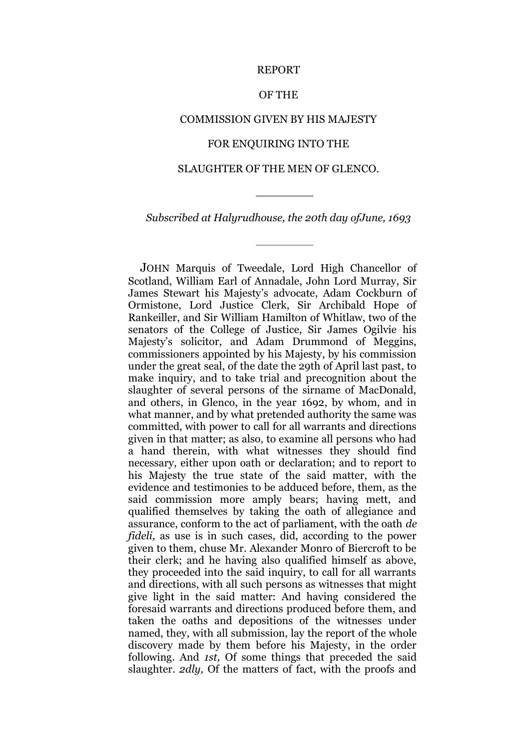# REPORT

# OF THE

# COMMISSION GIVEN BY HIS MAJESTY

# FOR ENQUIRING INTO THE

# SLAUGHTER OF THE MEN OF GLENCO.

---

*Subscribed at Halyrudhouse, the 20th day of June, 1693*

---

JOHN Marquis of Tweedale, Lord High Chancellor of Scotland, William Earl of Annadale, John Lord Murray, Sir James Stewart his Majesty's advocate, Adam Cockburn of Ormistone, Lord Justice Clerk, Sir Archibald Hope of Rankeiller, and Sir William Hamilton of Whitlaw, two of the senators of the College of Justice, Sir James Ogilvie his Majesty's solicitor, and Adam Drummond of Meggins, commissioners appointed by his Majesty, by his commission under the great seal, of the date the 29th of April last past, to make inquiry, and to take trial and precognition about the slaughter of several persons of the sirname of MacDonald, and others, in Glenco, in the year 1692, by whom, and in what manner, and by what pretended authority the same was committed, with power to call for all warrants and directions given in that matter; as also, to examine all persons who had a hand therein, with what witnesses they should find necessary, either upon oath or declaration; and to report to his Majesty the true state of the said matter, with the evidence and testimonies to be adduced before, them, as the said commission more amply bears; having mett, and qualified themselves by taking the oath of allegiance and assurance, conform to the act of parliament, with the oath *de fideli,* as use is in such cases, did, according to the power given to them, chuse Mr. Alexander Monro of Biercroft to be their clerk; and he having also qualified himself as above, they proceeded into the said inquiry, to call for all warrants and directions, with all such persons as witnesses that might give light in the said matter: And having considered the foresaid warrants and directions produced before them, and taken the oaths and depositions of the witnesses under named, they, with all submission, lay the report of the whole discovery made by them before his Majesty, in the order following. And *1st,* Of some things that preceded the said slaughter. *2dly,* Of the matters of fact, with the proofs and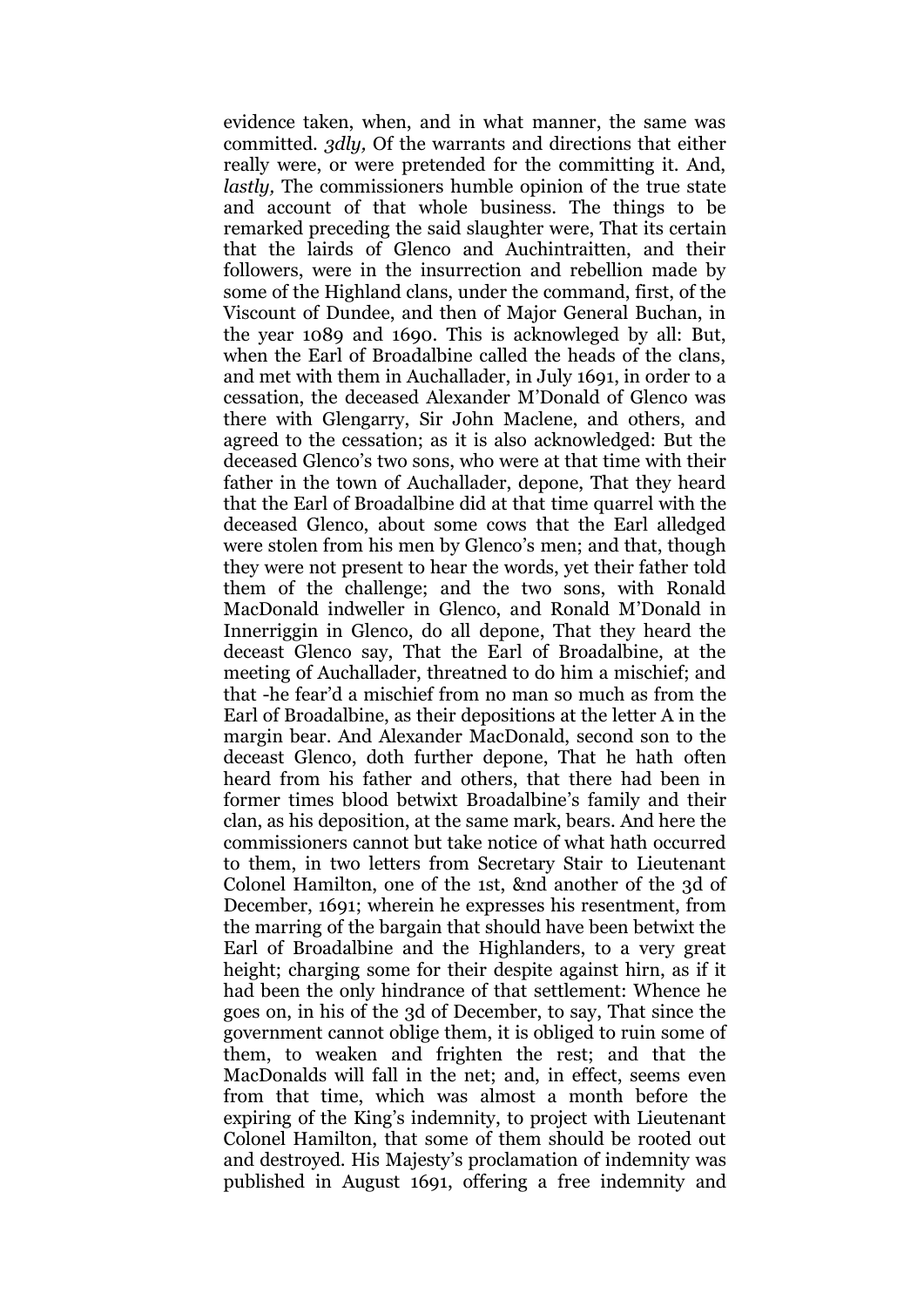evidence taken, when, and in what manner, the same was committed. *3dly,* Of the warrants and directions that either really were, or were pretended for the committing it. And, *lastly,* The commissioners humble opinion of the true state and account of that whole business. The things to be remarked preceding the said slaughter were, That its certain that the lairds of Glenco and Auchintraitten, and their followers, were in the insurrection and rebellion made by some of the Highland clans, under the command, first, of the Viscount of Dundee, and then of Major General Buchan, in the year 1089 and 1690. This is acknowleged by all: But, when the Earl of Broadalbine called the heads of the clans, and met with them in Auchallader, in July 1691, in order to a cessation, the deceased Alexander M'Donald of Glenco was there with Glengarry, Sir John Maclene, and others, and agreed to the cessation; as it is also acknowledged: But the deceased Glenco's two sons, who were at that time with their father in the town of Auchallader, depone, That they heard that the Earl of Broadalbine did at that time quarrel with the deceased Glenco, about some cows that the Earl alledged were stolen from his men by Glenco's men; and that, though they were not present to hear the words, yet their father told them of the challenge; and the two sons, with Ronald MacDonald indweller in Glenco, and Ronald M'Donald in Innerriggin in Glenco, do all depone, That they heard the deceast Glenco say, That the Earl of Broadalbine, at the meeting of Auchallader, threatned to do him a mischief; and that -he fear'd a mischief from no man so much as from the Earl of Broadalbine, as their depositions at the letter A in the margin bear. And Alexander MacDonald, second son to the deceast Glenco, doth further depone, That he hath often heard from his father and others, that there had been in former times blood betwixt Broadalbine's family and their clan, as his deposition, at the same mark, bears. And here the commissioners cannot but take notice of what hath occurred to them, in two letters from Secretary Stair to Lieutenant Colonel Hamilton, one of the 1st, &nd another of the 3d of December, 1691; wherein he expresses his resentment, from the marring of the bargain that should have been betwixt the Earl of Broadalbine and the Highlanders, to a very great height; charging some for their despite against hirn, as if it had been the only hindrance of that settlement: Whence he goes on, in his of the 3d of December, to say, That since the government cannot oblige them, it is obliged to ruin some of them, to weaken and frighten the rest; and that the MacDonalds will fall in the net; and, in effect, seems even from that time, which was almost a month before the expiring of the King's indemnity, to project with Lieutenant Colonel Hamilton, that some of them should be rooted out and destroyed. His Majesty's proclamation of indemnity was published in August 1691, offering a free indemnity and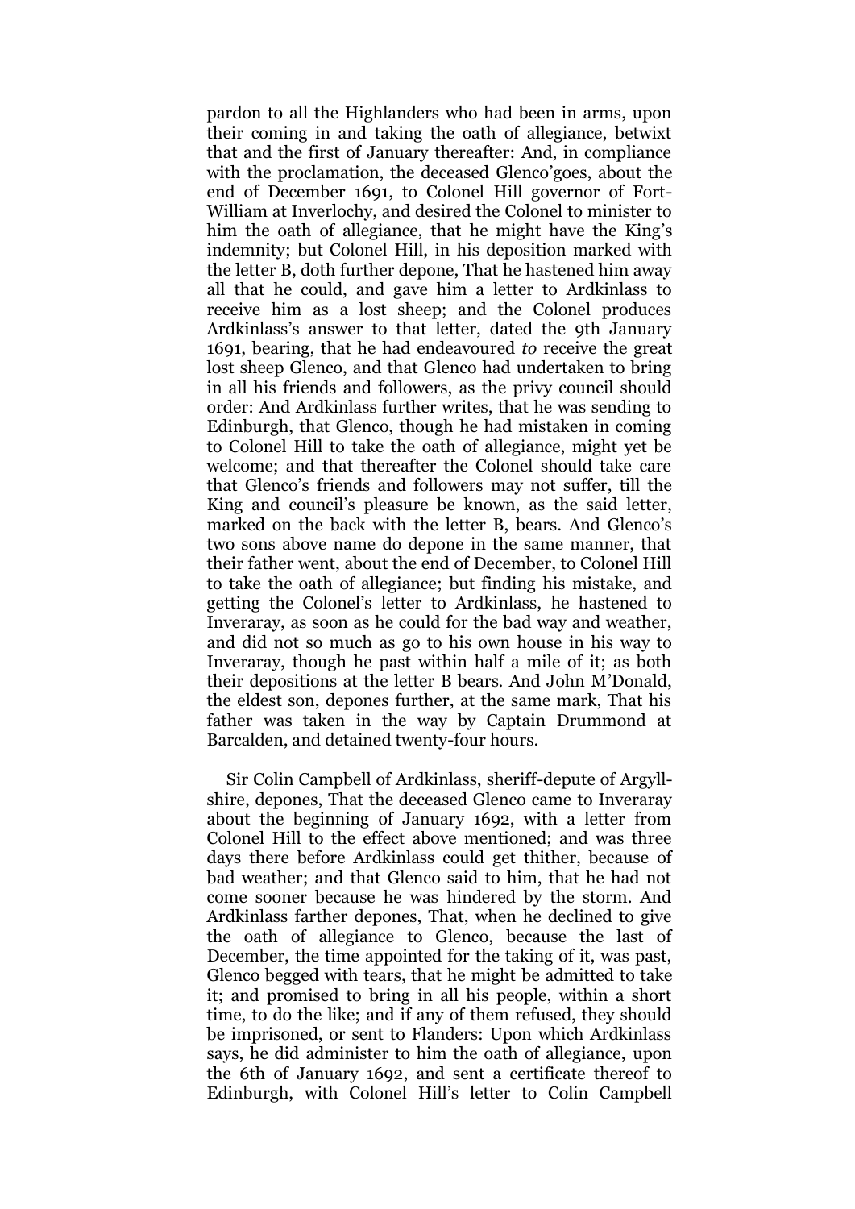pardon to all the Highlanders who had been in arms, upon their coming in and taking the oath of allegiance, betwixt that and the first of January thereafter: And, in compliance with the proclamation, the deceased Glenco'goes, about the end of December 1691, to Colonel Hill governor of Fort-William at Inverlochy, and desired the Colonel to minister to him the oath of allegiance, that he might have the King's indemnity; but Colonel Hill, in his deposition marked with the letter B, doth further depone, That he hastened him away all that he could, and gave him a letter to Ardkinlass to receive him as a lost sheep; and the Colonel produces Ardkinlass's answer to that letter, dated the 9th January 1691, bearing, that he had endeavoured *to* receive the great lost sheep Glenco, and that Glenco had undertaken to bring in all his friends and followers, as the privy council should order: And Ardkinlass further writes, that he was sending to Edinburgh, that Glenco, though he had mistaken in coming to Colonel Hill to take the oath of allegiance, might yet be welcome; and that thereafter the Colonel should take care that Glenco's friends and followers may not suffer, till the King and council's pleasure be known, as the said letter, marked on the back with the letter B, bears. And Glenco's two sons above name do depone in the same manner, that their father went, about the end of December, to Colonel Hill to take the oath of allegiance; but finding his mistake, and getting the Colonel's letter to Ardkinlass, he hastened to Inveraray, as soon as he could for the bad way and weather, and did not so much as go to his own house in his way to Inveraray, though he past within half a mile of it; as both their depositions at the letter B bears. And John M'Donald, the eldest son, depones further, at the same mark, That his father was taken in the way by Captain Drummond at Barcalden, and detained twenty-four hours.

Sir Colin Campbell of Ardkinlass, sheriff-depute of Argyllshire, depones, That the deceased Glenco came to Inveraray about the beginning of January 1692, with a letter from Colonel Hill to the effect above mentioned; and was three days there before Ardkinlass could get thither, because of bad weather; and that Glenco said to him, that he had not come sooner because he was hindered by the storm. And Ardkinlass farther depones, That, when he declined to give the oath of allegiance to Glenco, because the last of December, the time appointed for the taking of it, was past, Glenco begged with tears, that he might be admitted to take it; and promised to bring in all his people, within a short time, to do the like; and if any of them refused, they should be imprisoned, or sent to Flanders: Upon which Ardkinlass says, he did administer to him the oath of allegiance, upon the 6th of January 1692, and sent a certificate thereof to Edinburgh, with Colonel Hill's letter to Colin Campbell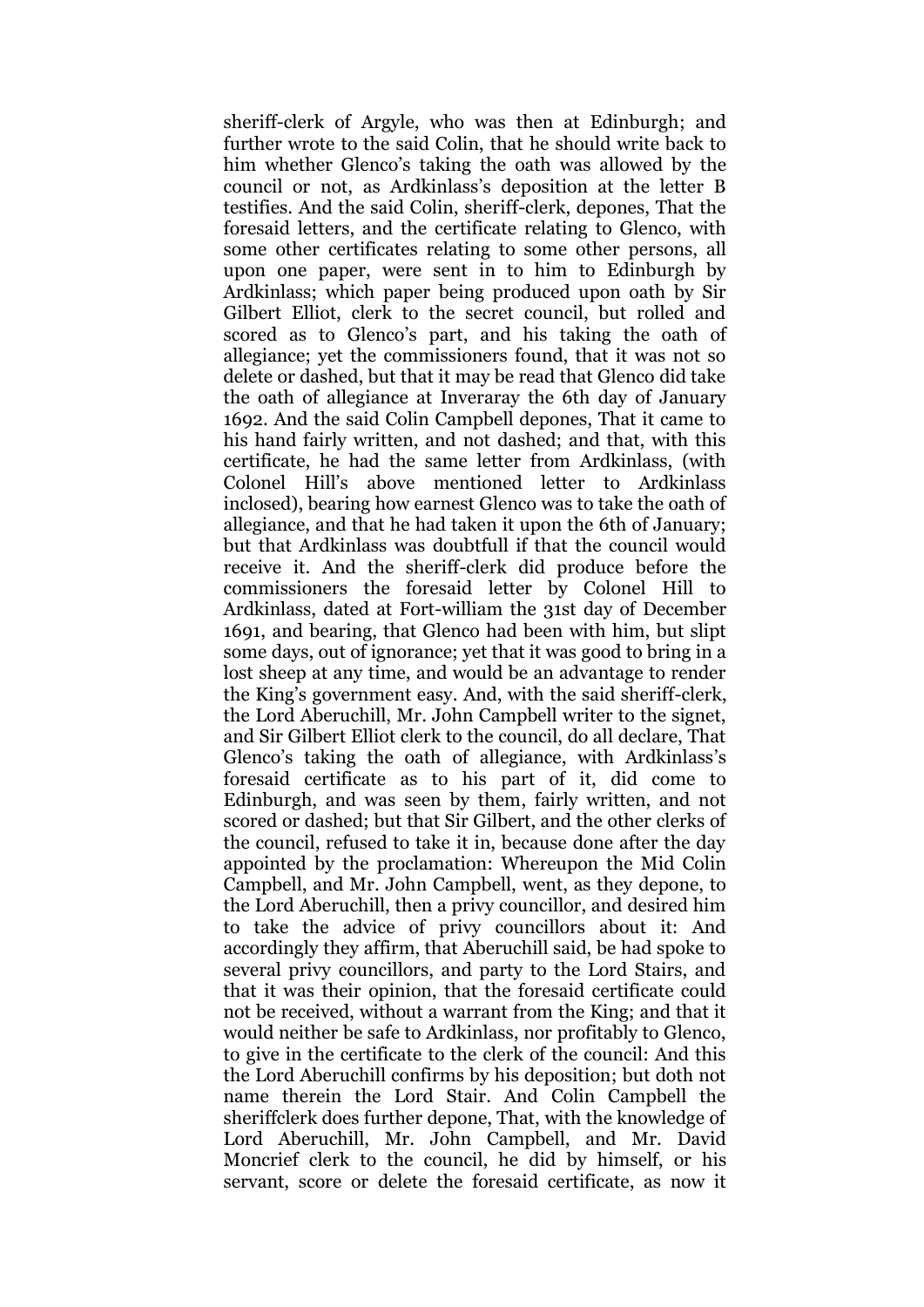sheriff-clerk of Argyle, who was then at Edinburgh; and further wrote to the said Colin, that he should write back to him whether Glenco's taking the oath was allowed by the council or not, as Ardkinlass's deposition at the letter B testifies. And the said Colin, sheriff-clerk, depones, That the foresaid letters, and the certificate relating to Glenco, with some other certificates relating to some other persons, all upon one paper, were sent in to him to Edinburgh by Ardkinlass; which paper being produced upon oath by Sir Gilbert Elliot, clerk to the secret council, but rolled and scored as to Glenco's part, and his taking the oath of allegiance; yet the commissioners found, that it was not so delete or dashed, but that it may be read that Glenco did take the oath of allegiance at Inveraray the 6th day of January 1692. And the said Colin Campbell depones, That it came to his hand fairly written, and not dashed; and that, with this certificate, he had the same letter from Ardkinlass, (with Colonel Hill's above mentioned letter to Ardkinlass inclosed), bearing how earnest Glenco was to take the oath of allegiance, and that he had taken it upon the 6th of January; but that Ardkinlass was doubtfull if that the council would receive it. And the sheriff-clerk did produce before the commissioners the foresaid letter by Colonel Hill to Ardkinlass, dated at Fort-william the 31st day of December 1691, and bearing, that Glenco had been with him, but slipt some days, out of ignorance; yet that it was good to bring in a lost sheep at any time, and would be an advantage to render the King's government easy. And, with the said sheriff-clerk, the Lord Aberuchill, Mr. John Campbell writer to the signet, and Sir Gilbert Elliot clerk to the council, do all declare, That Glenco's taking the oath of allegiance, with Ardkinlass's foresaid certificate as to his part of it, did come to Edinburgh, and was seen by them, fairly written, and not scored or dashed; but that Sir Gilbert, and the other clerks of the council, refused to take it in, because done after the day appointed by the proclamation: Whereupon the Mid Colin Campbell, and Mr. John Campbell, went, as they depone, to the Lord Aberuchill, then a privy councillor, and desired him to take the advice of privy councillors about it: And accordingly they affirm, that Aberuchill said, be had spoke to several privy councillors, and party to the Lord Stairs, and that it was their opinion, that the foresaid certificate could not be received, without a warrant from the King; and that it would neither be safe to Ardkinlass, nor profitably to Glenco, to give in the certificate to the clerk of the council: And this the Lord Aberuchill confirms by his deposition; but doth not name therein the Lord Stair. And Colin Campbell the sheriffclerk does further depone, That, with the knowledge of Lord Aberuchill, Mr. John Campbell, and Mr. David Moncrief clerk to the council, he did by himself, or his servant, score or delete the foresaid certificate, as now it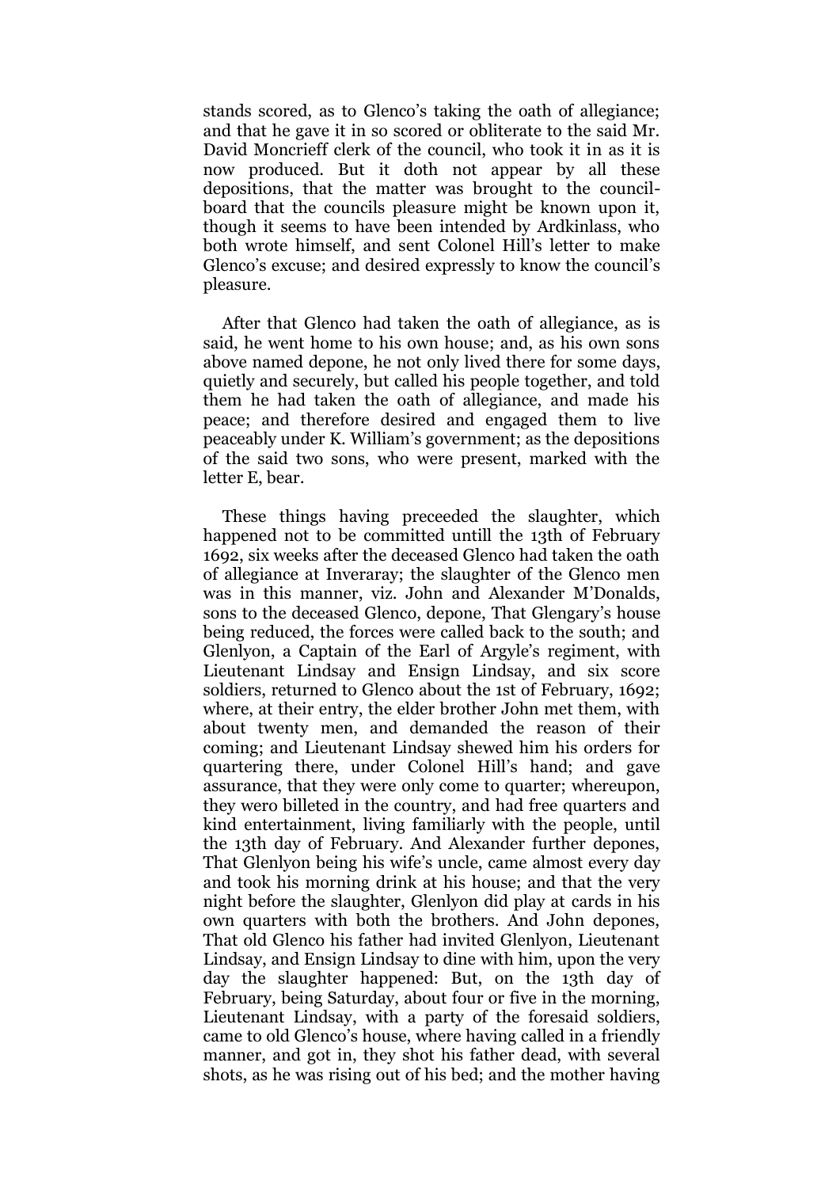stands scored, as to Glenco's taking the oath of allegiance; and that he gave it in so scored or obliterate to the said Mr. David Moncrieff clerk of the council, who took it in as it is now produced. But it doth not appear by all these depositions, that the matter was brought to the council-board that the councils pleasure might be known upon it, though it seems to have been intended by Ardkinlass, who both wrote himself, and sent Colonel Hill's letter to make Glenco's excuse; and desired expressly to know the council's pleasure.

After that Glenco had taken the oath of allegiance, as is said, he went home to his own house; and, as his own sons above named depone, he not only lived there for some days, quietly and securely, but called his people together, and told them he had taken the oath of allegiance, and made his peace; and therefore desired and engaged them to live peaceably under K. William's government; as the depositions of the said two sons, who were present, marked with the letter E, bear.

These things having preceeded the slaughter, which happened not to be committed untill the 13th of February 1692, six weeks after the deceased Glenco had taken the oath of allegiance at Inveraray; the slaughter of the Glenco men was in this manner, viz. John and Alexander M'Donalds, sons to the deceased Glenco, depone, That Glengary's house being reduced, the forces were called back to the south; and Glenlyon, a Captain of the Earl of Argyle's regiment, with Lieutenant Lindsay and Ensign Lindsay, and six score soldiers, returned to Glenco about the 1st of February, 1692; where, at their entry, the elder brother John met them, with about twenty men, and demanded the reason of their coming; and Lieutenant Lindsay shewed him his orders for quartering there, under Colonel Hill's hand; and gave assurance, that they were only come to quarter; whereupon, they wero billeted in the country, and had free quarters and kind entertainment, living familiarly with the people, until the 13th day of February. And Alexander further depones, That Glenlyon being his wife's uncle, came almost every day and took his morning drink at his house; and that the very night before the slaughter, Glenlyon did play at cards in his own quarters with both the brothers. And John depones, That old Glenco his father had invited Glenlyon, Lieutenant Lindsay, and Ensign Lindsay to dine with him, upon the very day the slaughter happened: But, on the 13th day of February, being Saturday, about four or five in the morning, Lieutenant Lindsay, with a party of the foresaid soldiers, came to old Glenco's house, where having called in a friendly manner, and got in, they shot his father dead, with several shots, as he was rising out of his bed; and the mother having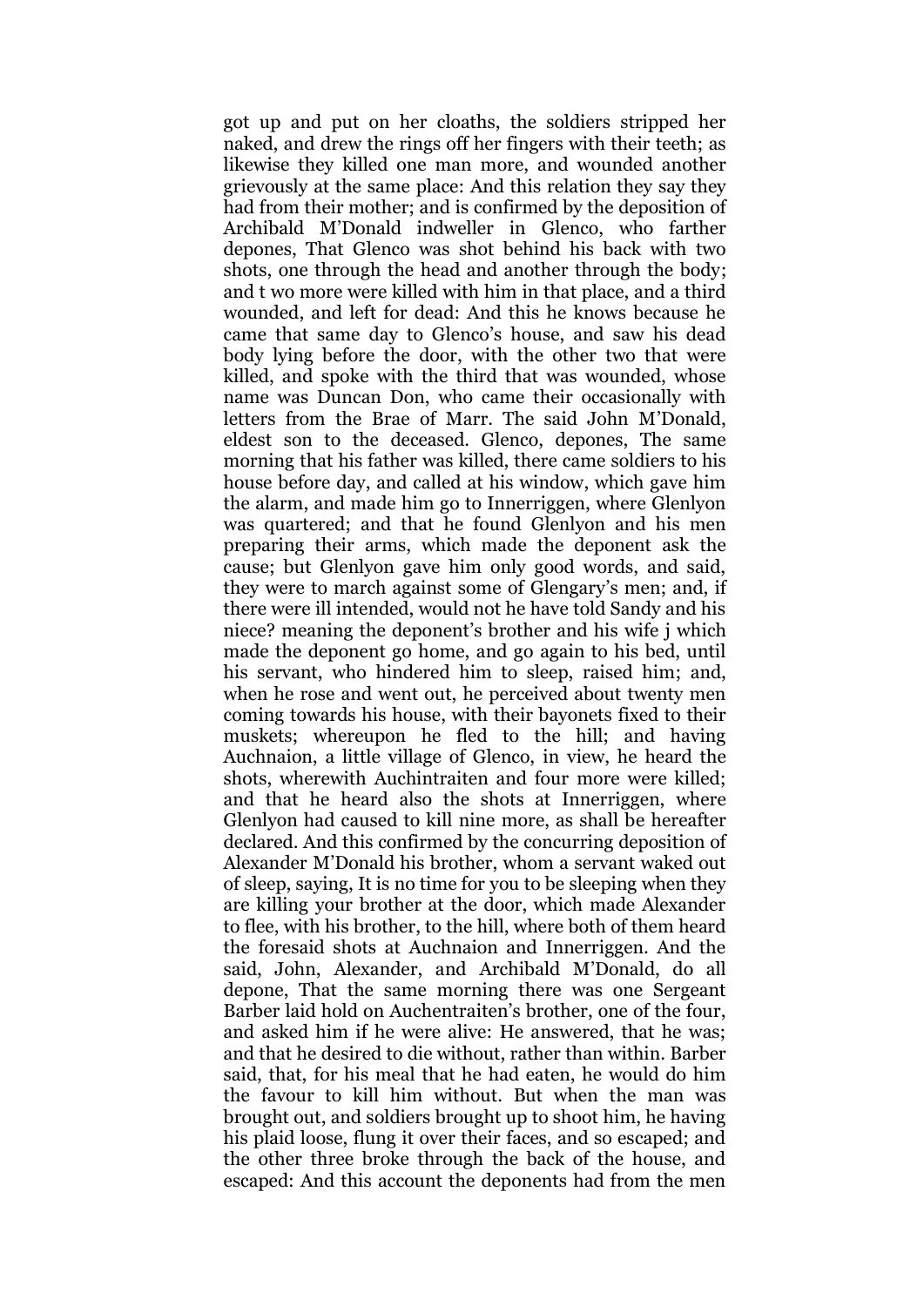got up and put on her cloaths, the soldiers stripped her naked, and drew the rings off her fingers with their teeth; as likewise they killed one man more, and wounded another grievously at the same place: And this relation they say they had from their mother; and is confirmed by the deposition of Archibald M'Donald indweller in Glenco, who farther depones, That Glenco was shot behind his back with two shots, one through the head and another through the body; and t wo more were killed with him in that place, and a third wounded, and left for dead: And this he knows because he came that same day to Glenco's house, and saw his dead body lying before the door, with the other two that were killed, and spoke with the third that was wounded, whose name was Duncan Don, who came their occasionally with letters from the Brae of Marr. The said John M'Donald, eldest son to the deceased. Glenco, depones, The same morning that his father was killed, there came soldiers to his house before day, and called at his window, which gave him the alarm, and made him go to Innerriggen, where Glenlyon was quartered; and that he found Glenlyon and his men preparing their arms, which made the deponent ask the cause; but Glenlyon gave him only good words, and said, they were to march against some of Glengary's men; and, if there were ill intended, would not he have told Sandy and his niece? meaning the deponent's brother and his wife j which made the deponent go home, and go again to his bed, until his servant, who hindered him to sleep, raised him; and, when he rose and went out, he perceived about twenty men coming towards his house, with their bayonets fixed to their muskets; whereupon he fled to the hill; and having Auchnaion, a little village of Glenco, in view, he heard the shots, wherewith Auchintraiten and four more were killed; and that he heard also the shots at Innerriggen, where Glenlyon had caused to kill nine more, as shall be hereafter declared. And this confirmed by the concurring deposition of Alexander M'Donald his brother, whom a servant waked out of sleep, saying, It is no time for you to be sleeping when they are killing your brother at the door, which made Alexander to flee, with his brother, to the hill, where both of them heard the foresaid shots at Auchnaion and Innerriggen. And the said, John, Alexander, and Archibald M'Donald, do all depone, That the same morning there was one Sergeant Barber laid hold on Auchentraiten's brother, one of the four, and asked him if he were alive: He answered, that he was; and that he desired to die without, rather than within. Barber said, that, for his meal that he had eaten, he would do him the favour to kill him without. But when the man was brought out, and soldiers brought up to shoot him, he having his plaid loose, flung it over their faces, and so escaped; and the other three broke through the back of the house, and escaped: And this account the deponents had from the men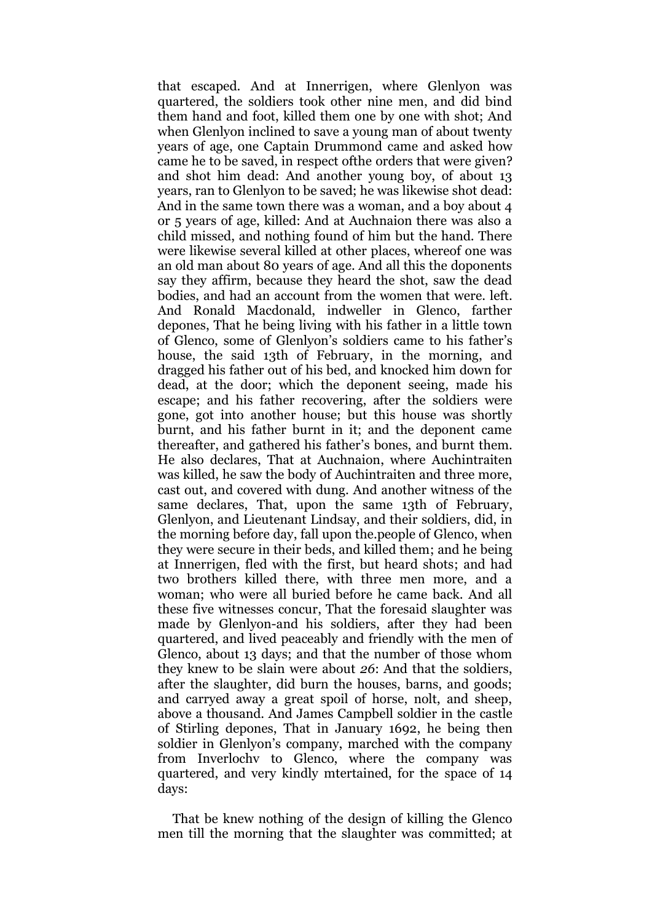that escaped. And at Innerrigen, where Glenlyon was quartered, the soldiers took other nine men, and did bind them hand and foot, killed them one by one with shot; And when Glenlyon inclined to save a young man of about twenty years of age, one Captain Drummond came and asked how came he to be saved, in respect ofthe orders that were given? and shot him dead: And another young boy, of about 13 years, ran to Glenlyon to be saved; he was likewise shot dead: And in the same town there was a woman, and a boy about 4 or 5 years of age, killed: And at Auchnaion there was also a child missed, and nothing found of him but the hand. There were likewise several killed at other places, whereof one was an old man about 80 years of age. And all this the doponents say they affirm, because they heard the shot, saw the dead bodies, and had an account from the women that were. left. And Ronald Macdonald, indweller in Glenco, farther depones, That he being living with his father in a little town of Glenco, some of Glenlyon's soldiers came to his father's house, the said 13th of February, in the morning, and dragged his father out of his bed, and knocked him down for dead, at the door; which the deponent seeing, made his escape; and his father recovering, after the soldiers were gone, got into another house; but this house was shortly burnt, and his father burnt in it; and the deponent came thereafter, and gathered his father's bones, and burnt them. He also declares, That at Auchnaion, where Auchintraiten was killed, he saw the body of Auchintraiten and three more, cast out, and covered with dung. And another witness of the same declares, That, upon the same 13th of February, Glenlyon, and Lieutenant Lindsay, and their soldiers, did, in the morning before day, fall upon the.people of Glenco, when they were secure in their beds, and killed them; and he being at Innerrigen, fled with the first, but heard shots; and had two brothers killed there, with three men more, and a woman; who were all buried before he came back. And all these five witnesses concur, That the foresaid slaughter was made by Glenlyon-and his soldiers, after they had been quartered, and lived peaceably and friendly with the men of Glenco, about 13 days; and that the number of those whom they knew to be slain were about *26*: And that the soldiers, after the slaughter, did burn the houses, barns, and goods; and carryed away a great spoil of horse, nolt, and sheep, above a thousand. And James Campbell soldier in the castle of Stirling depones, That in January 1692, he being then soldier in Glenlyon's company, marched with the company from Inverlochv to Glenco, where the company was quartered, and very kindly mtertained, for the space of 14 days:

That be knew nothing of the design of killing the Glenco men till the morning that the slaughter was committed; at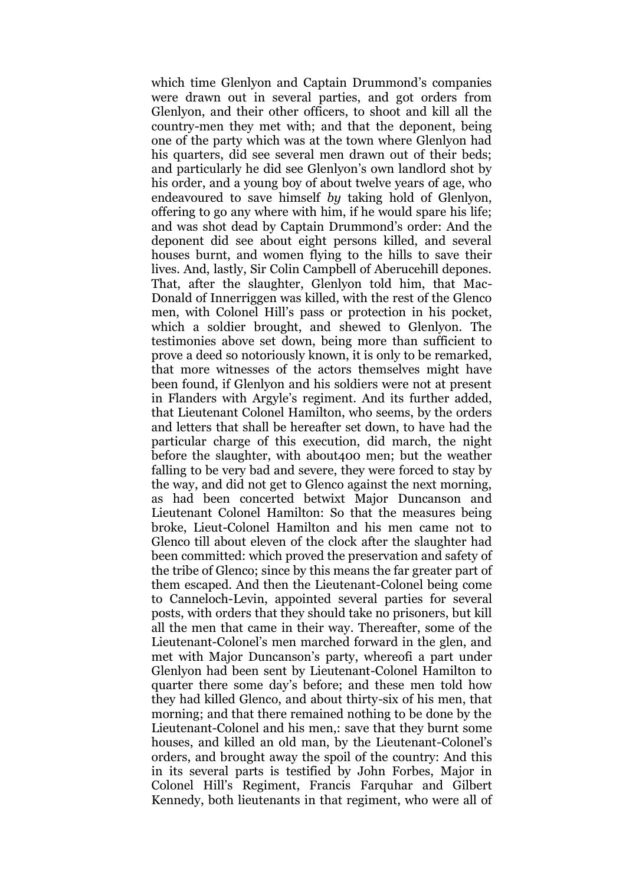which time Glenlyon and Captain Drummond's companies were drawn out in several parties, and got orders from Glenlyon, and their other officers, to shoot and kill all the country-men they met with; and that the deponent, being one of the party which was at the town where Glenlyon had his quarters, did see several men drawn out of their beds; and particularly he did see Glenlyon's own landlord shot by his order, and a young boy of about twelve years of age, who endeavoured to save himself *by* taking hold of Glenlyon, offering to go any where with him, if he would spare his life; and was shot dead by Captain Drummond's order: And the deponent did see about eight persons killed, and several houses burnt, and women flying to the hills to save their lives. And, lastly, Sir Colin Campbell of Aberucehill depones. That, after the slaughter, Glenlyon told him, that Mac-Donald of Innerriggen was killed, with the rest of the Glenco men, with Colonel Hill's pass or protection in his pocket, which a soldier brought, and shewed to Glenlyon. The testimonies above set down, being more than sufficient to prove a deed so notoriously known, it is only to be remarked, that more witnesses of the actors themselves might have been found, if Glenlyon and his soldiers were not at present in Flanders with Argyle's regiment. And its further added, that Lieutenant Colonel Hamilton, who seems, by the orders and letters that shall be hereafter set down, to have had the particular charge of this execution, did march, the night before the slaughter, with about400 men; but the weather falling to be very bad and severe, they were forced to stay by the way, and did not get to Glenco against the next morning, as had been concerted betwixt Major Duncanson and Lieutenant Colonel Hamilton: So that the measures being broke, Lieut-Colonel Hamilton and his men came not to Glenco till about eleven of the clock after the slaughter had been committed: which proved the preservation and safety of the tribe of Glenco; since by this means the far greater part of them escaped. And then the Lieutenant-Colonel being come to Canneloch-Levin, appointed several parties for several posts, with orders that they should take no prisoners, but kill all the men that came in their way. Thereafter, some of the Lieutenant-Colonel's men marched forward in the glen, and met with Major Duncanson's party, whereofi a part under Glenlyon had been sent by Lieutenant-Colonel Hamilton to quarter there some day's before; and these men told how they had killed Glenco, and about thirty-six of his men, that morning; and that there remained nothing to be done by the Lieutenant-Colonel and his men,: save that they burnt some houses, and killed an old man, by the Lieutenant-Colonel's orders, and brought away the spoil of the country: And this in its several parts is testified by John Forbes, Major in Colonel Hill's Regiment, Francis Farquhar and Gilbert Kennedy, both lieutenants in that regiment, who were all of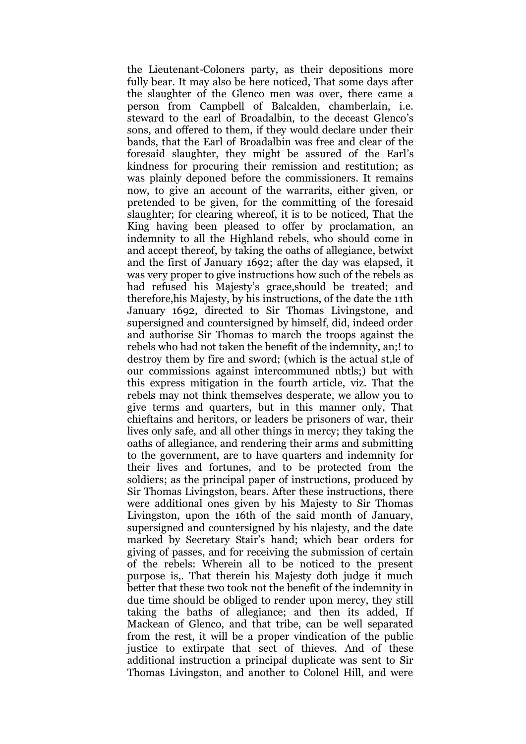the Lieutenant-Coloners party, as their depositions more fully bear. It may also be here noticed, That some days after the slaughter of the Glenco men was over, there came a person from Campbell of Balcalden, chamberlain, i.e. steward to the earl of Broadalbin, to the deceast Glenco's sons, and offered to them, if they would declare under their bands, that the Earl of Broadalbin was free and clear of the foresaid slaughter, they might be assured of the Earl's kindness for procuring their remission and restitution; as was plainly deponed before the commissioners. It remains now, to give an account of the warrarits, either given, or pretended to be given, for the committing of the foresaid slaughter; for clearing whereof, it is to be noticed, That the King having been pleased to offer by proclamation, an indemnity to all the Highland rebels, who should come in and accept thereof, by taking the oaths of allegiance, betwixt and the first of January 1692; after the day was elapsed, it was very proper to give instructions how such of the rebels as had refused his Majesty's grace,should be treated; and therefore,his Majesty, by his instructions, of the date the 11th January 1692, directed to Sir Thomas Livingstone, and supersigned and countersigned by himself, did, indeed order and authorise Sir Thomas to march the troops against the rebels who had not taken the benefit of the indemnity, an;! to destroy them by fire and sword; (which is the actual st,le of our commissions against intercommuned nbtls;) but with this express mitigation in the fourth article, viz. That the rebels may not think themselves desperate, we allow you to give terms and quarters, but in this manner only, That chieftains and heritors, or leaders be prisoners of war, their lives only safe, and all other things in mercy; they taking the oaths of allegiance, and rendering their arms and submitting to the government, are to have quarters and indemnity for their lives and fortunes, and to be protected from the soldiers; as the principal paper of instructions, produced by Sir Thomas Livingston, bears. After these instructions, there were additional ones given by his Majesty to Sir Thomas Livingston, upon the 16th of the said month of January, supersigned and countersigned by his nlajesty, and the date marked by Secretary Stair's hand; which bear orders for giving of passes, and for receiving the submission of certain of the rebels: Wherein all to be noticed to the present purpose is,. That therein his Majesty doth judge it much better that these two took not the benefit of the indemnity in due time should be obliged to render upon mercy, they still taking the baths of allegiance; and then its added, If Mackean of Glenco, and that tribe, can be well separated from the rest, it will be a proper vindication of the public justice to extirpate that sect of thieves. And of these additional instruction a principal duplicate was sent to Sir Thomas Livingston, and another to Colonel Hill, and were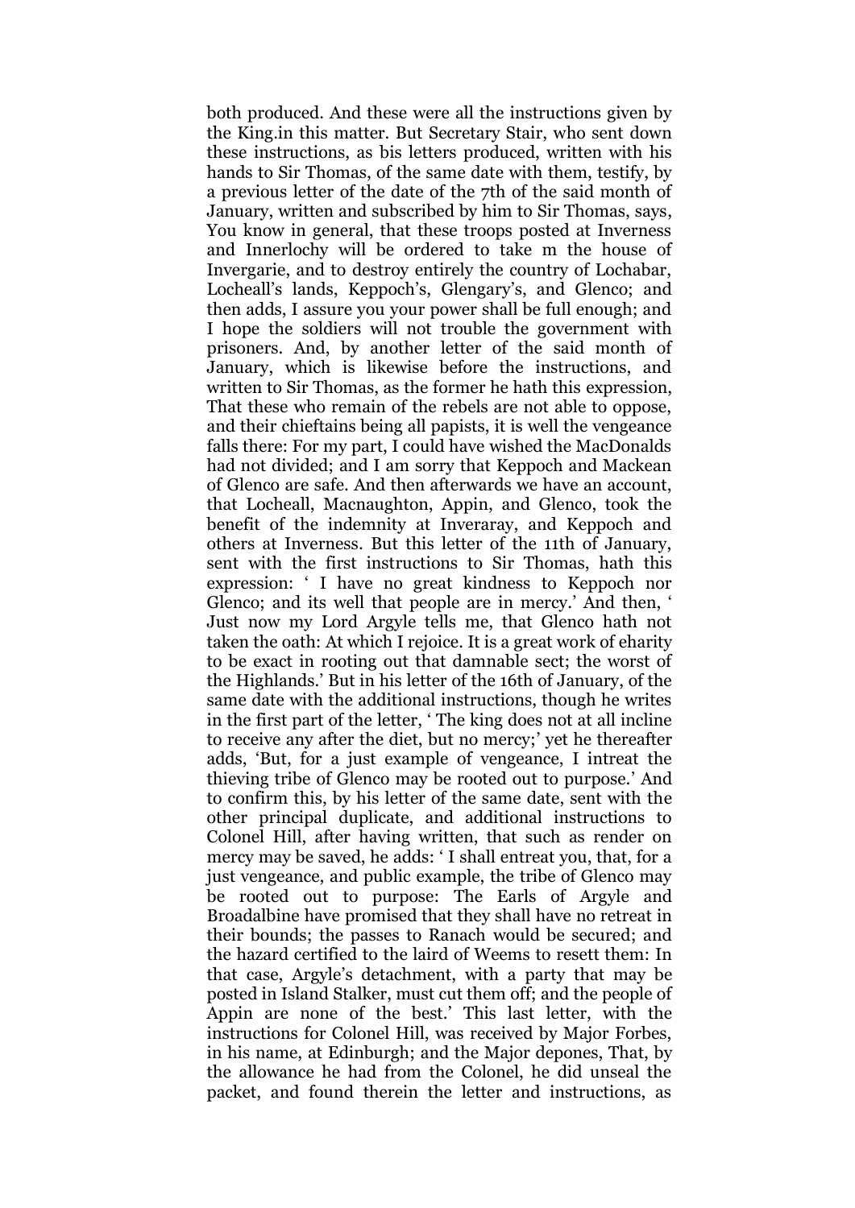both produced. And these were all the instructions given by the King.in this matter. But Secretary Stair, who sent down these instructions, as bis letters produced, written with his hands to Sir Thomas, of the same date with them, testify, by a previous letter of the date of the 7th of the said month of January, written and subscribed by him to Sir Thomas, says, You know in general, that these troops posted at Inverness and Innerlochy will be ordered to take m the house of Invergarie, and to destroy entirely the country of Lochabar, Locheall's lands, Keppoch's, Glengary's, and Glenco; and then adds, I assure you your power shall be full enough; and I hope the soldiers will not trouble the government with prisoners. And, by another letter of the said month of January, which is likewise before the instructions, and written to Sir Thomas, as the former he hath this expression, That these who remain of the rebels are not able to oppose, and their chieftains being all papists, it is well the vengeance falls there: For my part, I could have wished the MacDonalds had not divided; and I am sorry that Keppoch and Mackean of Glenco are safe. And then afterwards we have an account, that Locheall, Macnaughton, Appin, and Glenco, took the benefit of the indemnity at Inveraray, and Keppoch and others at Inverness. But this letter of the 11th of January, sent with the first instructions to Sir Thomas, hath this expression: ' I have no great kindness to Keppoch nor Glenco; and its well that people are in mercy.' And then, ' Just now my Lord Argyle tells me, that Glenco hath not taken the oath: At which I rejoice. It is a great work of eharity to be exact in rooting out that damnable sect; the worst of the Highlands.' But in his letter of the 16th of January, of the same date with the additional instructions, though he writes in the first part of the letter, ' The king does not at all incline to receive any after the diet, but no mercy;' yet he thereafter adds, 'But, for a just example of vengeance, I intreat the thieving tribe of Glenco may be rooted out to purpose.' And to confirm this, by his letter of the same date, sent with the other principal duplicate, and additional instructions to Colonel Hill, after having written, that such as render on mercy may be saved, he adds: ' I shall entreat you, that, for a just vengeance, and public example, the tribe of Glenco may be rooted out to purpose: The Earls of Argyle and Broadalbine have promised that they shall have no retreat in their bounds; the passes to Ranach would be secured; and the hazard certified to the laird of Weems to resett them: In that case, Argyle's detachment, with a party that may be posted in Island Stalker, must cut them off; and the people of Appin are none of the best.' This last letter, with the instructions for Colonel Hill, was received by Major Forbes, in his name, at Edinburgh; and the Major depones, That, by the allowance he had from the Colonel, he did unseal the packet, and found therein the letter and instructions, as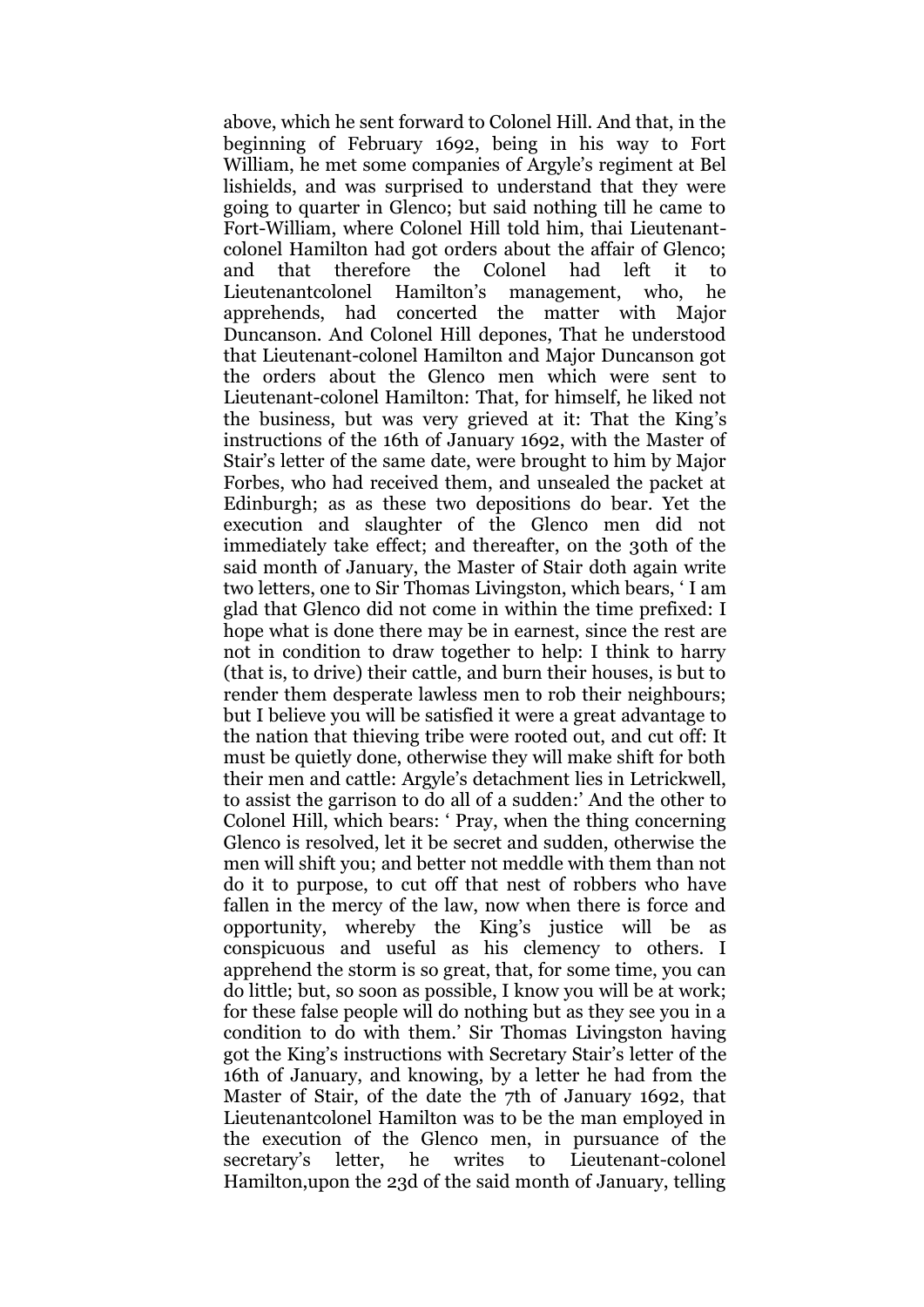above, which he sent forward to Colonel Hill. And that, in the beginning of February 1692, being in his way to Fort William, he met some companies of Argyle's regiment at Bel lishields, and was surprised to understand that they were going to quarter in Glenco; but said nothing till he came to Fort-William, where Colonel Hill told him, thai Lieutenant-colonel Hamilton had got orders about the affair of Glenco; and that therefore the Colonel had left it to Lieutenantcolonel Hamilton's management, who, he apprehends, had concerted the matter with Major Duncanson. And Colonel Hill depones, That he understood that Lieutenant-colonel Hamilton and Major Duncanson got the orders about the Glenco men which were sent to Lieutenant-colonel Hamilton: That, for himself, he liked not the business, but was very grieved at it: That the King's instructions of the 16th of January 1692, with the Master of Stair's letter of the same date, were brought to him by Major Forbes, who had received them, and unsealed the packet at Edinburgh; as as these two depositions do bear. Yet the execution and slaughter of the Glenco men did not immediately take effect; and thereafter, on the 30th of the said month of January, the Master of Stair doth again write two letters, one to Sir Thomas Livingston, which bears, ' I am glad that Glenco did not come in within the time prefixed: I hope what is done there may be in earnest, since the rest are not in condition to draw together to help: I think to harry (that is, to drive) their cattle, and burn their houses, is but to render them desperate lawless men to rob their neighbours; but I believe you will be satisfied it were a great advantage to the nation that thieving tribe were rooted out, and cut off: It must be quietly done, otherwise they will make shift for both their men and cattle: Argyle's detachment lies in Letrickwell, to assist the garrison to do all of a sudden:' And the other to Colonel Hill, which bears: ' Pray, when the thing concerning Glenco is resolved, let it be secret and sudden, otherwise the men will shift you; and better not meddle with them than not do it to purpose, to cut off that nest of robbers who have fallen in the mercy of the law, now when there is force and opportunity, whereby the King's justice will be as conspicuous and useful as his clemency to others. I apprehend the storm is so great, that, for some time, you can do little; but, so soon as possible, I know you will be at work; for these false people will do nothing but as they see you in a condition to do with them.' Sir Thomas Livingston having got the King's instructions with Secretary Stair's letter of the 16th of January, and knowing, by a letter he had from the Master of Stair, of the date the 7th of January 1692, that Lieutenantcolonel Hamilton was to be the man employed in the execution of the Glenco men, in pursuance of the secretary's letter, he writes to Lieutenant-colonel Hamilton,upon the 23d of the said month of January, telling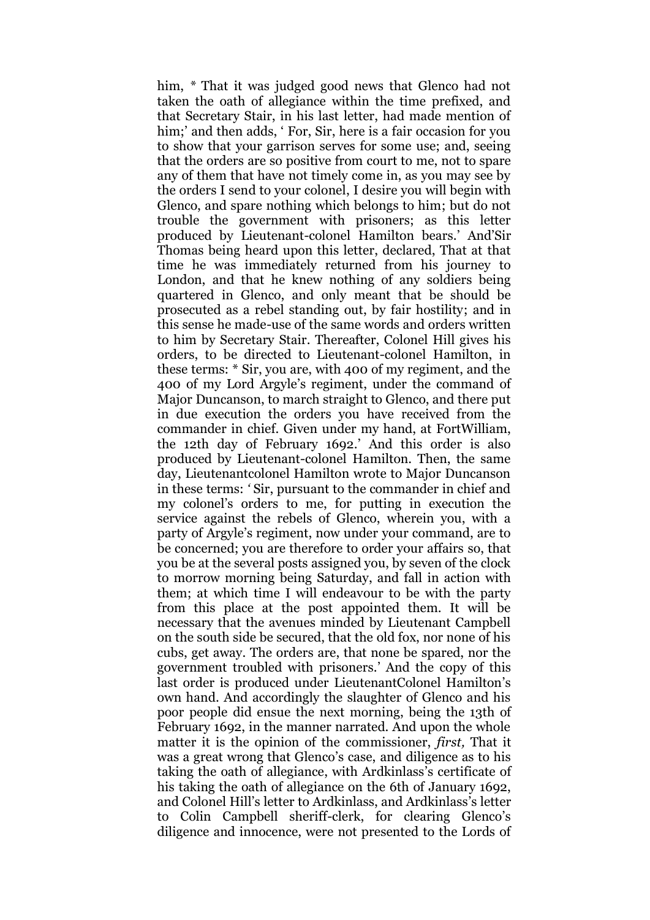him, * That it was judged good news that Glenco had not taken the oath of allegiance within the time prefixed, and that Secretary Stair, in his last letter, had made mention of him;' and then adds, ' For, Sir, here is a fair occasion for you to show that your garrison serves for some use; and, seeing that the orders are so positive from court to me, not to spare any of them that have not timely come in, as you may see by the orders I send to your colonel, I desire you will begin with Glenco, and spare nothing which belongs to him; but do not trouble the government with prisoners; as this letter produced by Lieutenant-colonel Hamilton bears.' And'Sir Thomas being heard upon this letter, declared, That at that time he was immediately returned from his journey to London, and that he knew nothing of any soldiers being quartered in Glenco, and only meant that be should be prosecuted as a rebel standing out, by fair hostility; and in this sense he made-use of the same words and orders written to him by Secretary Stair. Thereafter, Colonel Hill gives his orders, to be directed to Lieutenant-colonel Hamilton, in these terms: * Sir, you are, with 400 of my regiment, and the 400 of my Lord Argyle's regiment, under the command of Major Duncanson, to march straight to Glenco, and there put in due execution the orders you have received from the commander in chief. Given under my hand, at FortWilliam, the 12th day of February 1692.' And this order is also produced by Lieutenant-colonel Hamilton. Then, the same day, Lieutenantcolonel Hamilton wrote to Major Duncanson in these terms: ' Sir, pursuant to the commander in chief and my colonel's orders to me, for putting in execution the service against the rebels of Glenco, wherein you, with a party of Argyle's regiment, now under your command, are to be concerned; you are therefore to order your affairs so, that you be at the several posts assigned you, by seven of the clock to morrow morning being Saturday, and fall in action with them; at which time I will endeavour to be with the party from this place at the post appointed them. It will be necessary that the avenues minded by Lieutenant Campbell on the south side be secured, that the old fox, nor none of his cubs, get away. The orders are, that none be spared, nor the government troubled with prisoners.' And the copy of this last order is produced under LieutenantColonel Hamilton's own hand. And accordingly the slaughter of Glenco and his poor people did ensue the next morning, being the 13th of February 1692, in the manner narrated. And upon the whole matter it is the opinion of the commissioner, *first,* That it was a great wrong that Glenco's case, and diligence as to his taking the oath of allegiance, with Ardkinlass's certificate of his taking the oath of allegiance on the 6th of January 1692, and Colonel Hill's letter to Ardkinlass, and Ardkinlass's letter to Colin Campbell sheriff-clerk, for clearing Glenco's diligence and innocence, were not presented to the Lords of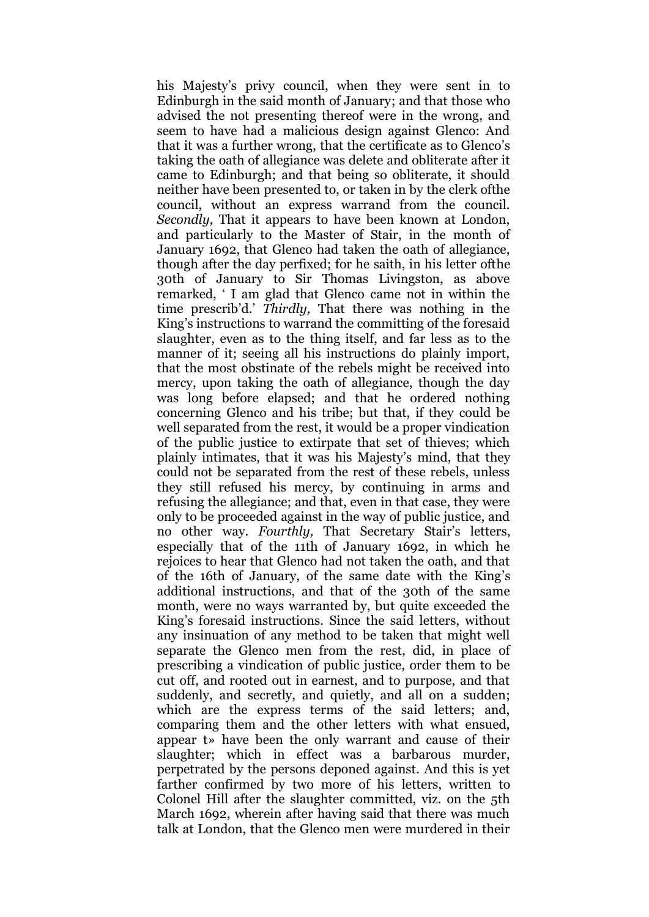his Majesty's privy council, when they were sent in to Edinburgh in the said month of January; and that those who advised the not presenting thereof were in the wrong, and seem to have had a malicious design against Glenco: And that it was a further wrong, that the certificate as to Glenco's taking the oath of allegiance was delete and obliterate after it came to Edinburgh; and that being so obliterate, it should neither have been presented to, or taken in by the clerk ofthe council, without an express warrand from the council. *Secondly,* That it appears to have been known at London, and particularly to the Master of Stair, in the month of January 1692, that Glenco had taken the oath of allegiance, though after the day perfixed; for he saith, in his letter ofthe 30th of January to Sir Thomas Livingston, as above remarked, ' I am glad that Glenco came not in within the time prescrib'd.' *Thirdly,* That there was nothing in the King's instructions to warrand the committing of the foresaid slaughter, even as to the thing itself, and far less as to the manner of it; seeing all his instructions do plainly import, that the most obstinate of the rebels might be received into mercy, upon taking the oath of allegiance, though the day was long before elapsed; and that he ordered nothing concerning Glenco and his tribe; but that, if they could be well separated from the rest, it would be a proper vindication of the public justice to extirpate that set of thieves; which plainly intimates, that it was his Majesty's mind, that they could not be separated from the rest of these rebels, unless they still refused his mercy, by continuing in arms and refusing the allegiance; and that, even in that case, they were only to be proceeded against in the way of public justice, and no other way. *Fourthly,* That Secretary Stair's letters, especially that of the 11th of January 1692, in which he rejoices to hear that Glenco had not taken the oath, and that of the 16th of January, of the same date with the King's additional instructions, and that of the 30th of the same month, were no ways warranted by, but quite exceeded the King's foresaid instructions. Since the said letters, without any insinuation of any method to be taken that might well separate the Glenco men from the rest, did, in place of prescribing a vindication of public justice, order them to be cut off, and rooted out in earnest, and to purpose, and that suddenly, and secretly, and quietly, and all on a sudden; which are the express terms of the said letters; and, comparing them and the other letters with what ensued, appear t» have been the only warrant and cause of their slaughter; which in effect was a barbarous murder, perpetrated by the persons deponed against. And this is yet farther confirmed by two more of his letters, written to Colonel Hill after the slaughter committed, viz. on the 5th March 1692, wherein after having said that there was much talk at London, that the Glenco men were murdered in their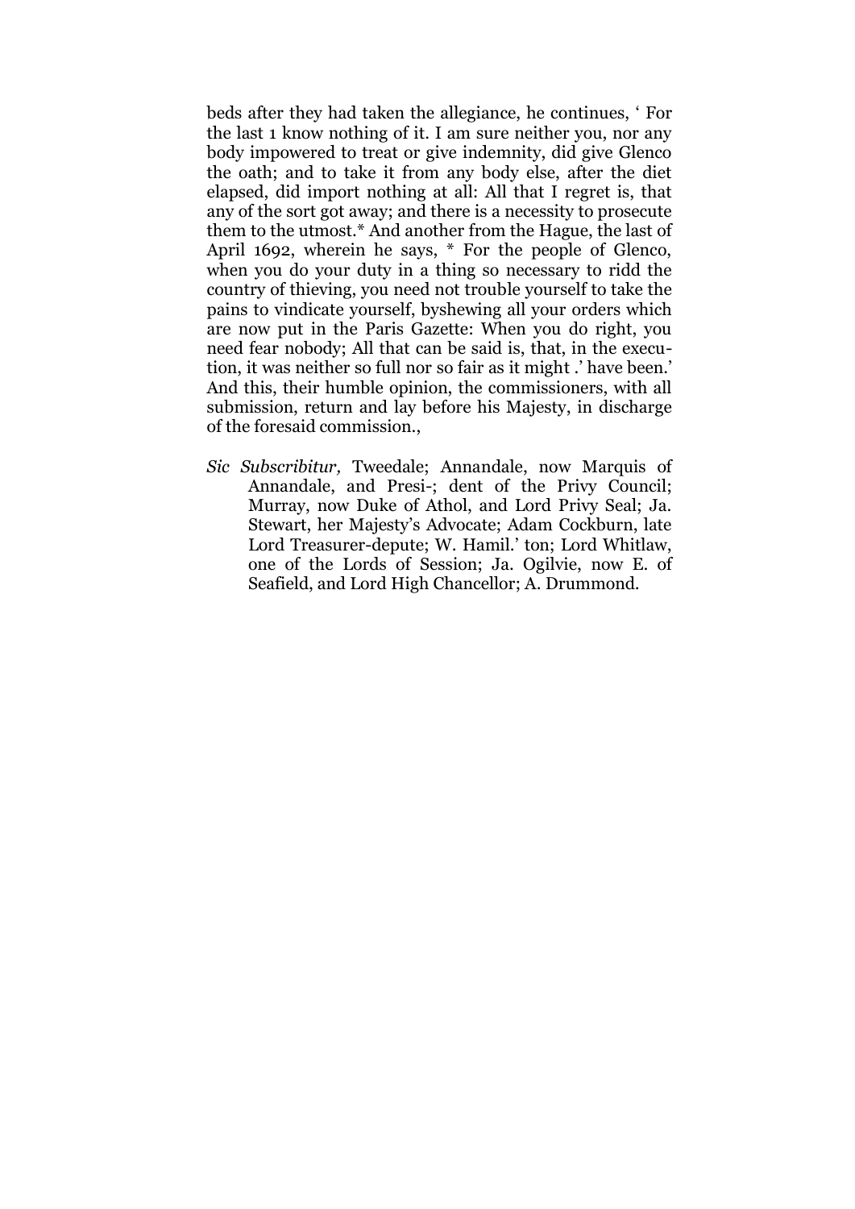beds after they had taken the allegiance, he continues, ' For the last 1 know nothing of it. I am sure neither you, nor any body impowered to treat or give indemnity, did give Glenco the oath; and to take it from any body else, after the diet elapsed, did import nothing at all: All that I regret is, that any of the sort got away; and there is a necessity to prosecute them to the utmost.* And another from the Hague, the last of April 1692, wherein he says, * For the people of Glenco, when you do your duty in a thing so necessary to ridd the country of thieving, you need not trouble yourself to take the pains to vindicate yourself, byshewing all your orders which are now put in the Paris Gazette: When you do right, you need fear nobody; All that can be said is, that, in the execution, it was neither so full nor so fair as it might .' have been.' And this, their humble opinion, the commissioners, with all submission, return and lay before his Majesty, in discharge of the foresaid commission.,

*Sic Subscribitur,* Tweedale; Annandale, now Marquis of Annandale, and Presi-; dent of the Privy Council; Murray, now Duke of Athol, and Lord Privy Seal; Ja. Stewart, her Majesty's Advocate; Adam Cockburn, late Lord Treasurer-depute; W. Hamil.' ton; Lord Whitlaw, one of the Lords of Session; Ja. Ogilvie, now E. of Seafield, and Lord High Chancellor; A. Drummond.